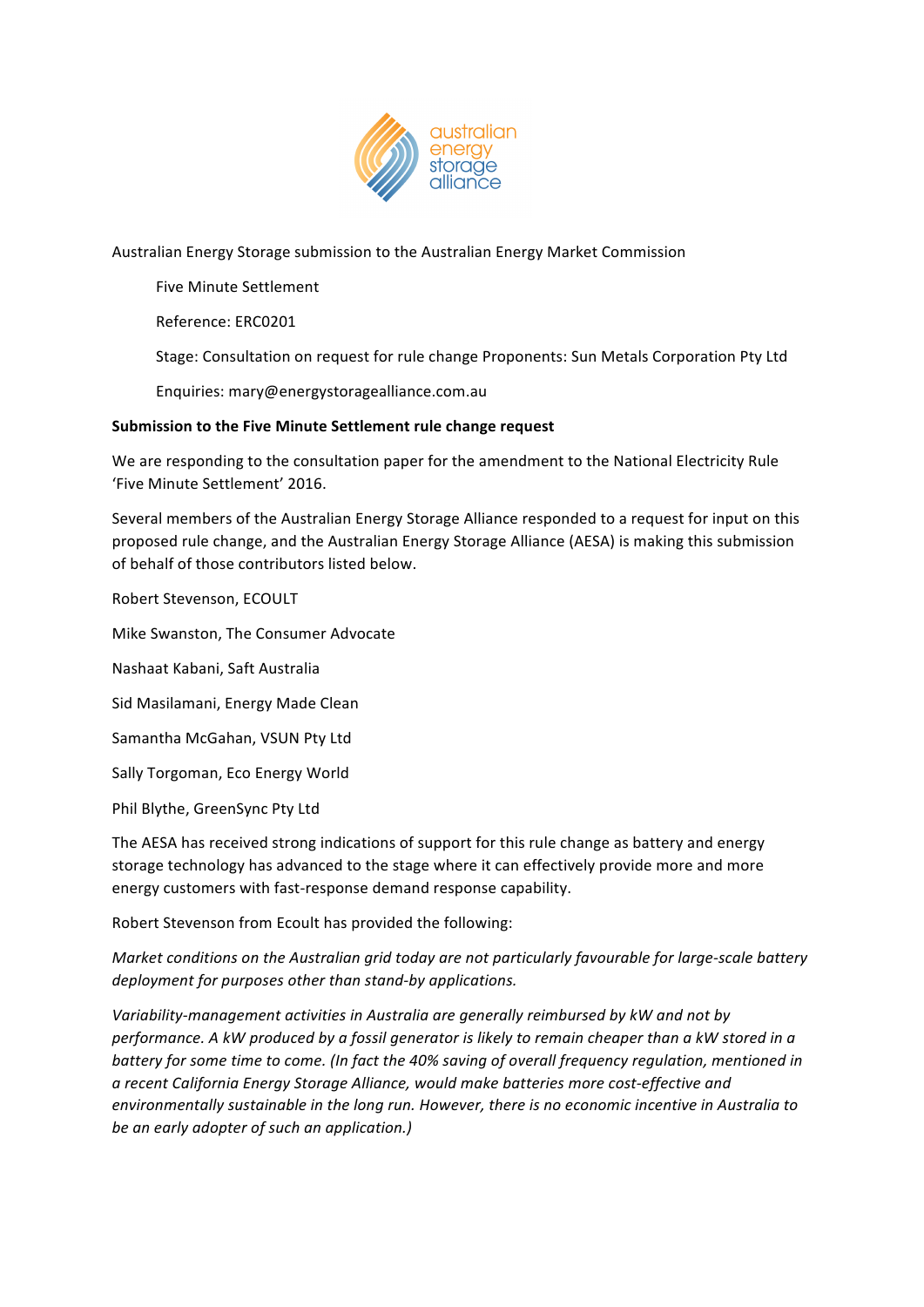australian energy storage alliance

Australian Energy Storage submission to the Australian Energy Market Commission

Five Minute Settlement

Reference: ERC0201

Stage: Consultation on request for rule change Proponents: Sun Metals Corporation Pty Ltd

Enquiries: mary@energystoragealliance.com.au

**Submission to the Five Minute Settlement rule change request**

We are responding to the consultation paper for the amendment to the National Electricity Rule 'Five Minute Settlement' 2016.

Several members of the Australian Energy Storage Alliance responded to a request for input on this proposed rule change, and the Australian Energy Storage Alliance (AESA) is making this submission of behalf of those contributors listed below.

Robert Stevenson, ECOULT

Mike Swanston, The Consumer Advocate

Nashaat Kabani, Saft Australia

Sid Masilamani, Energy Made Clean

Samantha McGahan, VSUN Pty Ltd

Sally Torgoman, Eco Energy World

Phil Blythe, GreenSync Pty Ltd

The AESA has received strong indications of support for this rule change as battery and energy storage technology has advanced to the stage where it can effectively provide more and more energy customers with fast-response demand response capability.

Robert Stevenson from Ecoult has provided the following:

*Market conditions on the Australian grid today are not particularly favourable for large-scale battery deployment for purposes other than stand-by applications.*

*Variability-management activities in Australia are generally reimbursed by kW and not by performance. A kW produced by a fossil generator is likely to remain cheaper than a kW stored in a battery for some time to come. (In fact the 40% saving of overall frequency regulation, mentioned in a recent California Energy Storage Alliance, would make batteries more cost-effective and environmentally sustainable in the long run. However, there is no economic incentive in Australia to be an early adopter of such an application.)*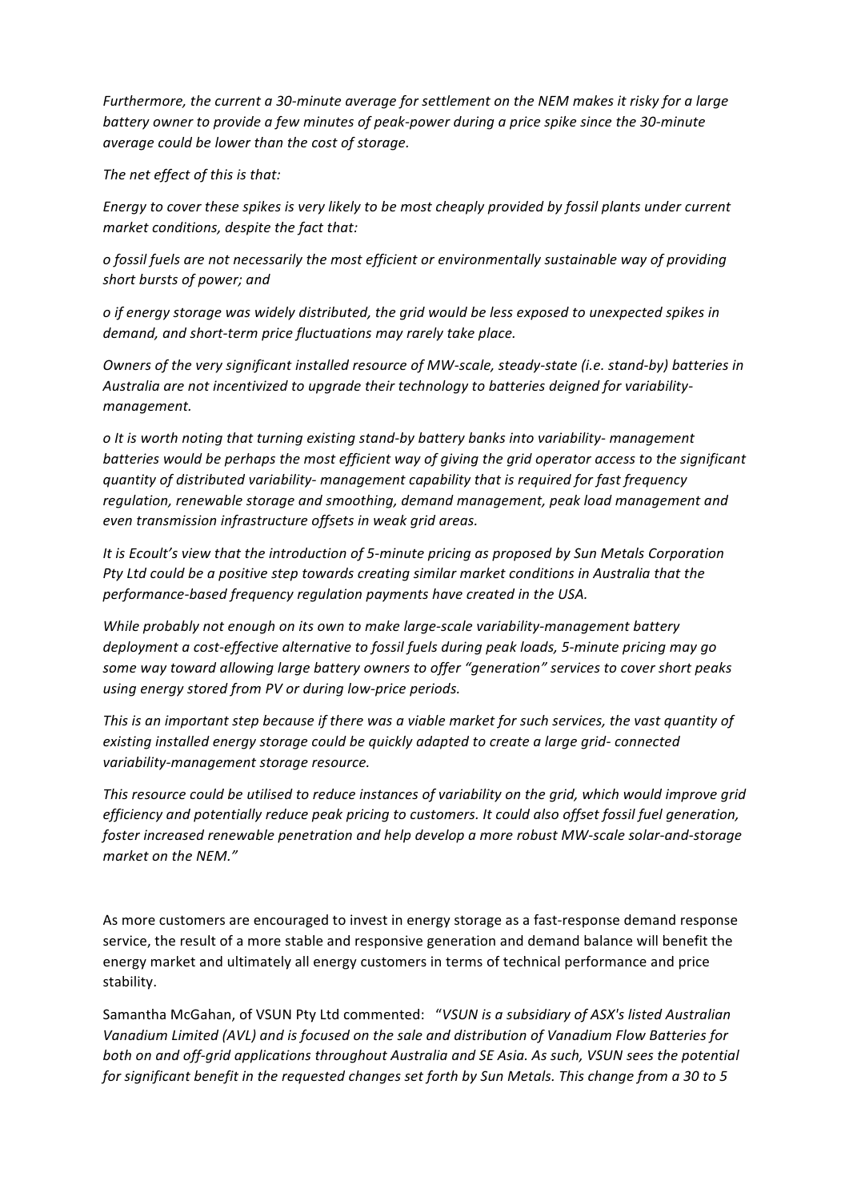*Furthermore, the current a 30-minute average for settlement on the NEM makes it risky for a large battery owner to provide a few minutes of peak-power during a price spike since the 30-minute average could be lower than the cost of storage.*

*The net effect of this is that:*

*Energy to cover these spikes is very likely to be most cheaply provided by fossil plants under current market conditions, despite the fact that:*

*o fossil fuels are not necessarily the most efficient or environmentally sustainable way of providing short bursts of power; and*

*o if energy storage was widely distributed, the grid would be less exposed to unexpected spikes in demand, and short-term price fluctuations may rarely take place.*

*Owners of the very significant installed resource of MW-scale, steady-state (i.e. stand-by) batteries in Australia are not incentivized to upgrade their technology to batteries deigned for variability-management.*

*o It is worth noting that turning existing stand-by battery banks into variability- management batteries would be perhaps the most efficient way of giving the grid operator access to the significant quantity of distributed variability- management capability that is required for fast frequency regulation, renewable storage and smoothing, demand management, peak load management and even transmission infrastructure offsets in weak grid areas.*

*It is Ecoult's view that the introduction of 5-minute pricing as proposed by Sun Metals Corporation Pty Ltd could be a positive step towards creating similar market conditions in Australia that the performance-based frequency regulation payments have created in the USA.*

*While probably not enough on its own to make large-scale variability-management battery deployment a cost-effective alternative to fossil fuels during peak loads, 5-minute pricing may go some way toward allowing large battery owners to offer "generation" services to cover short peaks using energy stored from PV or during low-price periods.*

*This is an important step because if there was a viable market for such services, the vast quantity of existing installed energy storage could be quickly adapted to create a large grid- connected variability-management storage resource.*

*This resource could be utilised to reduce instances of variability on the grid, which would improve grid efficiency and potentially reduce peak pricing to customers. It could also offset fossil fuel generation, foster increased renewable penetration and help develop a more robust MW-scale solar-and-storage market on the NEM."*

As more customers are encouraged to invest in energy storage as a fast-response demand response service, the result of a more stable and responsive generation and demand balance will benefit the energy market and ultimately all energy customers in terms of technical performance and price stability.

Samantha McGahan, of VSUN Pty Ltd commented: "*VSUN is a subsidiary of ASX's listed Australian Vanadium Limited (AVL) and is focused on the sale and distribution of Vanadium Flow Batteries for both on and off-grid applications throughout Australia and SE Asia. As such, VSUN sees the potential for significant benefit in the requested changes set forth by Sun Metals. This change from a 30 to 5*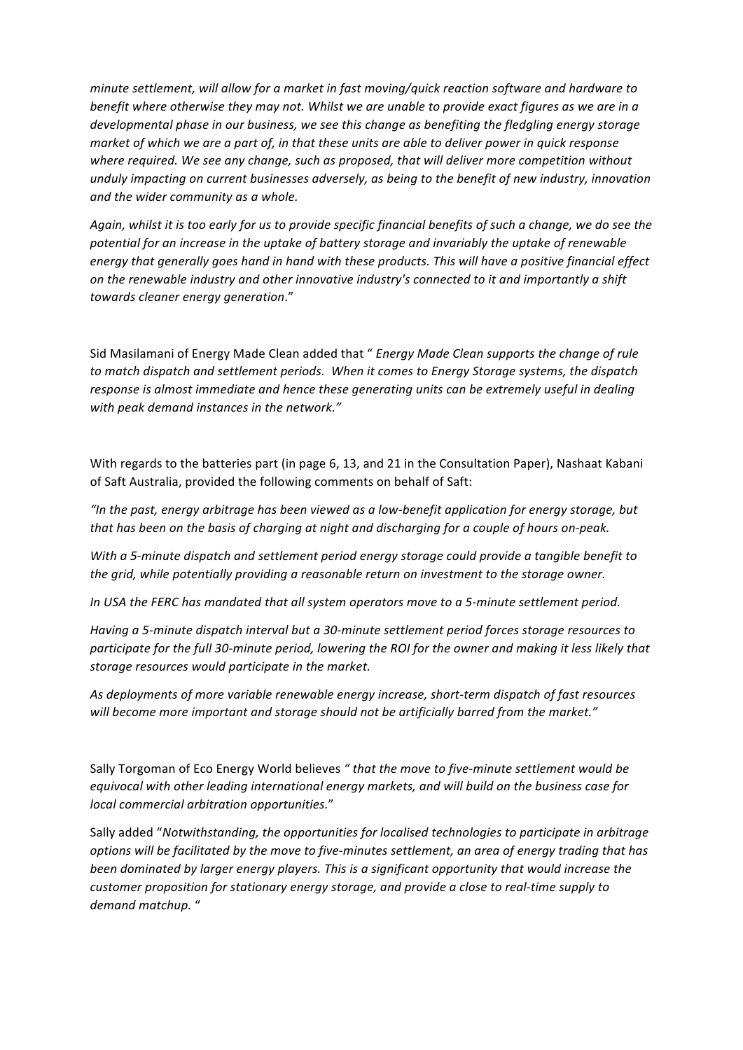*minute settlement, will allow for a market in fast moving/quick reaction software and hardware to benefit where otherwise they may not. Whilst we are unable to provide exact figures as we are in a developmental phase in our business, we see this change as benefiting the fledgling energy storage market of which we are a part of, in that these units are able to deliver power in quick response where required. We see any change, such as proposed, that will deliver more competition without unduly impacting on current businesses adversely, as being to the benefit of new industry, innovation and the wider community as a whole.*

*Again, whilst it is too early for us to provide specific financial benefits of such a change, we do see the potential for an increase in the uptake of battery storage and invariably the uptake of renewable energy that generally goes hand in hand with these products. This will have a positive financial effect on the renewable industry and other innovative industry's connected to it and importantly a shift towards cleaner energy generation*."

Sid Masilamani of Energy Made Clean added that " *Energy Made Clean supports the change of rule to match dispatch and settlement periods. When it comes to Energy Storage systems, the dispatch response is almost immediate and hence these generating units can be extremely useful in dealing with peak demand instances in the network."*

With regards to the batteries part (in page 6, 13, and 21 in the Consultation Paper), Nashaat Kabani of Saft Australia, provided the following comments on behalf of Saft:

*"In the past, energy arbitrage has been viewed as a low-benefit application for energy storage, but that has been on the basis of charging at night and discharging for a couple of hours on-peak.*

*With a 5-minute dispatch and settlement period energy storage could provide a tangible benefit to the grid, while potentially providing a reasonable return on investment to the storage owner.*

*In USA the FERC has mandated that all system operators move to a 5-minute settlement period.*

*Having a 5-minute dispatch interval but a 30-minute settlement period forces storage resources to participate for the full 30-minute period, lowering the ROI for the owner and making it less likely that storage resources would participate in the market.*

*As deployments of more variable renewable energy increase, short-term dispatch of fast resources will become more important and storage should not be artificially barred from the market."*

Sally Torgoman of Eco Energy World believes *" that the move to five-minute settlement would be equivocal with other leading international energy markets, and will build on the business case for local commercial arbitration opportunities.*"

Sally added "*Notwithstanding, the opportunities for localised technologies to participate in arbitrage options will be facilitated by the move to five-minutes settlement, an area of energy trading that has been dominated by larger energy players. This is a significant opportunity that would increase the customer proposition for stationary energy storage, and provide a close to real-time supply to demand matchup.* "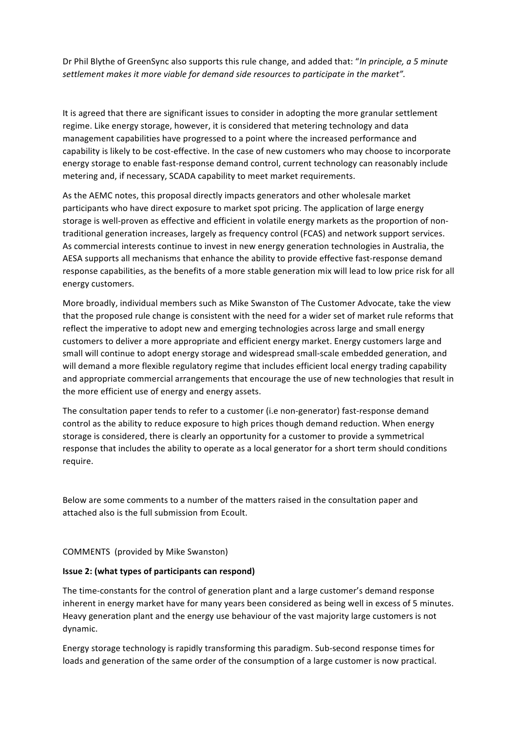Dr Phil Blythe of GreenSync also supports this rule change, and added that: "*In principle, a 5 minute settlement makes it more viable for demand side resources to participate in the market*".

It is agreed that there are significant issues to consider in adopting the more granular settlement regime. Like energy storage, however, it is considered that metering technology and data management capabilities have progressed to a point where the increased performance and capability is likely to be cost-effective. In the case of new customers who may choose to incorporate energy storage to enable fast-response demand control, current technology can reasonably include metering and, if necessary, SCADA capability to meet market requirements.

As the AEMC notes, this proposal directly impacts generators and other wholesale market participants who have direct exposure to market spot pricing. The application of large energy storage is well-proven as effective and efficient in volatile energy markets as the proportion of non-traditional generation increases, largely as frequency control (FCAS) and network support services. As commercial interests continue to invest in new energy generation technologies in Australia, the AESA supports all mechanisms that enhance the ability to provide effective fast-response demand response capabilities, as the benefits of a more stable generation mix will lead to low price risk for all energy customers.

More broadly, individual members such as Mike Swanston of The Customer Advocate, take the view that the proposed rule change is consistent with the need for a wider set of market rule reforms that reflect the imperative to adopt new and emerging technologies across large and small energy customers to deliver a more appropriate and efficient energy market. Energy customers large and small will continue to adopt energy storage and widespread small-scale embedded generation, and will demand a more flexible regulatory regime that includes efficient local energy trading capability and appropriate commercial arrangements that encourage the use of new technologies that result in the more efficient use of energy and energy assets.

The consultation paper tends to refer to a customer (i.e non-generator) fast-response demand control as the ability to reduce exposure to high prices though demand reduction. When energy storage is considered, there is clearly an opportunity for a customer to provide a symmetrical response that includes the ability to operate as a local generator for a short term should conditions require.

Below are some comments to a number of the matters raised in the consultation paper and attached also is the full submission from Ecoult.

COMMENTS (provided by Mike Swanston)

**Issue 2: (what types of participants can respond)**

The time-constants for the control of generation plant and a large customer's demand response inherent in energy market have for many years been considered as being well in excess of 5 minutes. Heavy generation plant and the energy use behaviour of the vast majority large customers is not dynamic.

Energy storage technology is rapidly transforming this paradigm. Sub-second response times for loads and generation of the same order of the consumption of a large customer is now practical.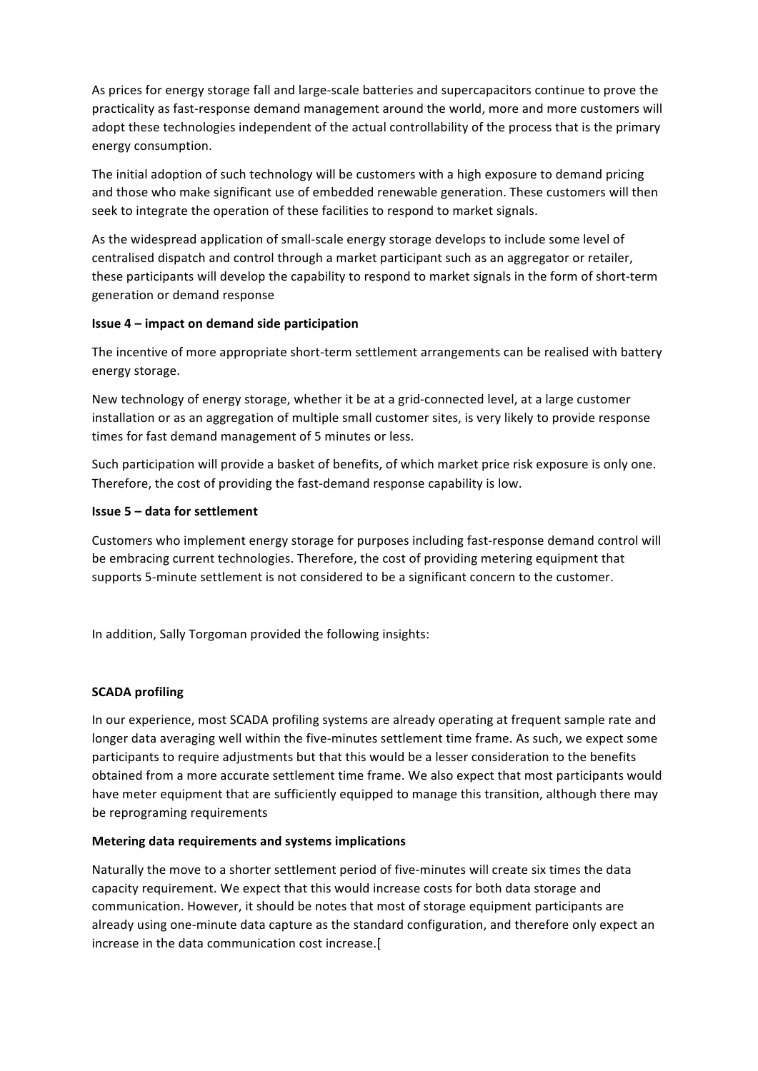As prices for energy storage fall and large-scale batteries and supercapacitors continue to prove the practicality as fast-response demand management around the world, more and more customers will adopt these technologies independent of the actual controllability of the process that is the primary energy consumption.

The initial adoption of such technology will be customers with a high exposure to demand pricing and those who make significant use of embedded renewable generation. These customers will then seek to integrate the operation of these facilities to respond to market signals.

As the widespread application of small-scale energy storage develops to include some level of centralised dispatch and control through a market participant such as an aggregator or retailer, these participants will develop the capability to respond to market signals in the form of short-term generation or demand response

**Issue 4 – impact on demand side participation**

The incentive of more appropriate short-term settlement arrangements can be realised with battery energy storage.

New technology of energy storage, whether it be at a grid-connected level, at a large customer installation or as an aggregation of multiple small customer sites, is very likely to provide response times for fast demand management of 5 minutes or less.

Such participation will provide a basket of benefits, of which market price risk exposure is only one. Therefore, the cost of providing the fast-demand response capability is low.

**Issue 5 – data for settlement**

Customers who implement energy storage for purposes including fast-response demand control will be embracing current technologies. Therefore, the cost of providing metering equipment that supports 5-minute settlement is not considered to be a significant concern to the customer.

In addition, Sally Torgoman provided the following insights:

**SCADA profiling**

In our experience, most SCADA profiling systems are already operating at frequent sample rate and longer data averaging well within the five-minutes settlement time frame. As such, we expect some participants to require adjustments but that this would be a lesser consideration to the benefits obtained from a more accurate settlement time frame. We also expect that most participants would have meter equipment that are sufficiently equipped to manage this transition, although there may be reprograming requirements

**Metering data requirements and systems implications**

Naturally the move to a shorter settlement period of five-minutes will create six times the data capacity requirement. We expect that this would increase costs for both data storage and communication. However, it should be notes that most of storage equipment participants are already using one-minute data capture as the standard configuration, and therefore only expect an increase in the data communication cost increase.[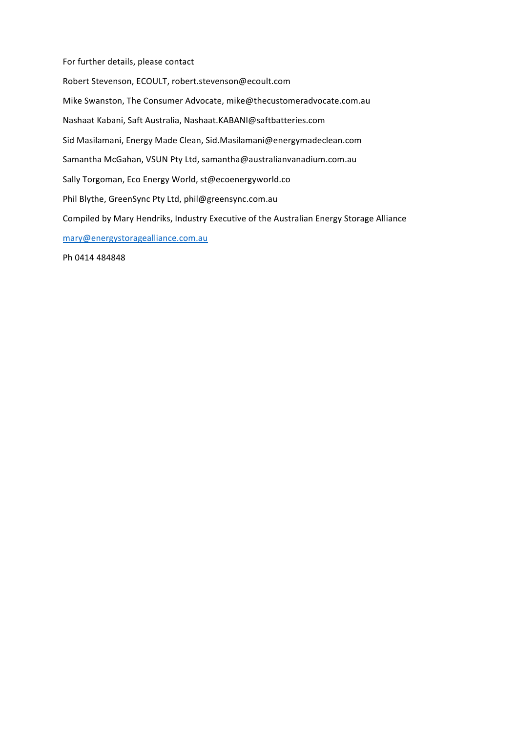For further details, please contact

Robert Stevenson, ECOULT, robert.stevenson@ecoult.com

Mike Swanston, The Consumer Advocate, mike@thecustomeradvocate.com.au

Nashaat Kabani, Saft Australia, Nashaat.KABANI@saftbatteries.com

Sid Masilamani, Energy Made Clean, Sid.Masilamani@energymadeclean.com

Samantha McGahan, VSUN Pty Ltd, samantha@australianvanadium.com.au

Sally Torgoman, Eco Energy World, st@ecoenergyworld.co

Phil Blythe, GreenSync Pty Ltd, phil@greensync.com.au

Compiled by Mary Hendriks, Industry Executive of the Australian Energy Storage Alliance

mary@energystoragealliance.com.au

Ph 0414 484848